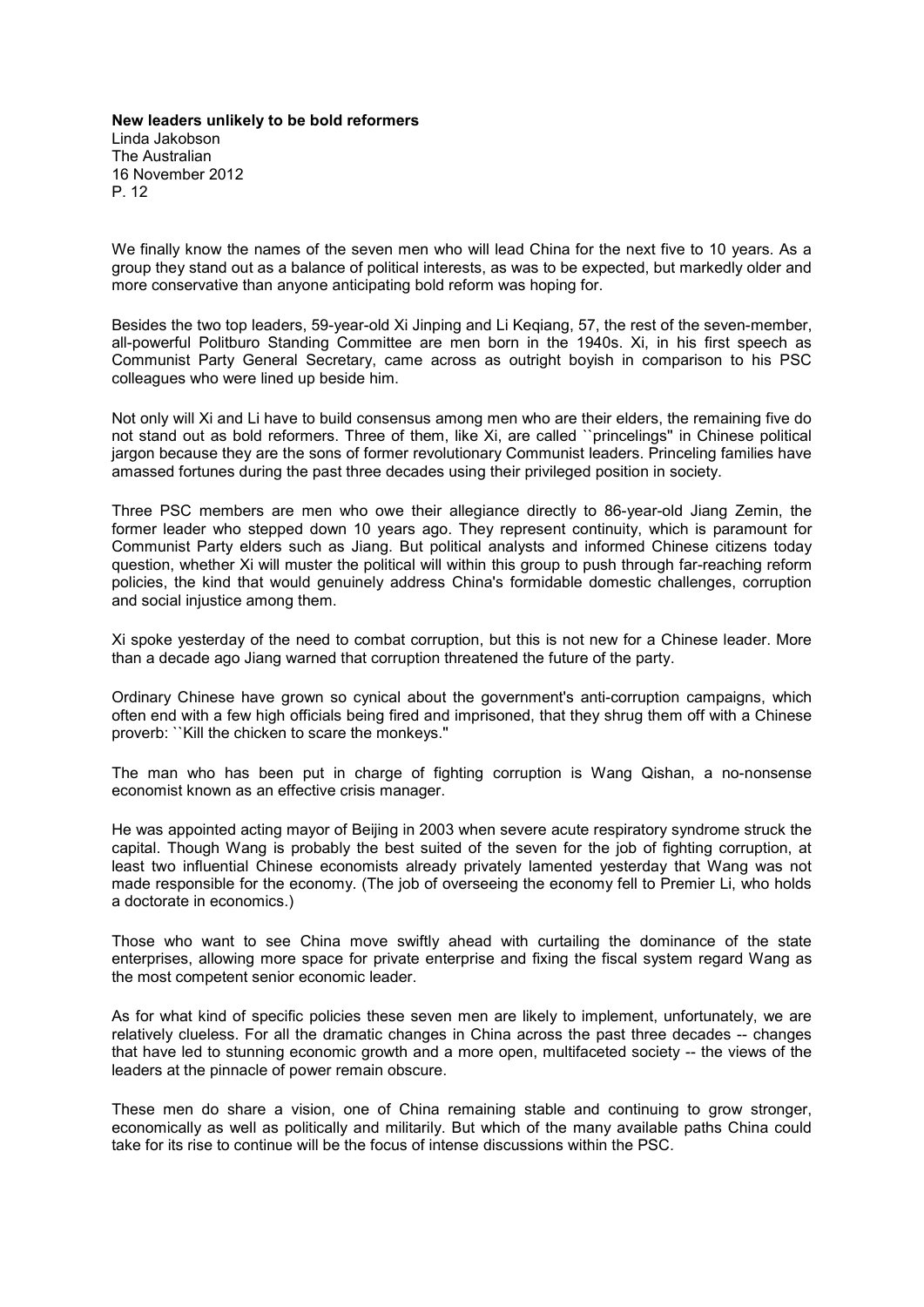**New leaders unlikely to be bold reformers**
Linda Jakobson
The Australian
16 November 2012
P. 12

We finally know the names of the seven men who will lead China for the next five to 10 years. As a group they stand out as a balance of political interests, as was to be expected, but markedly older and more conservative than anyone anticipating bold reform was hoping for.

Besides the two top leaders, 59-year-old Xi Jinping and Li Keqiang, 57, the rest of the seven-member, all-powerful Politburo Standing Committee are men born in the 1940s. Xi, in his first speech as Communist Party General Secretary, came across as outright boyish in comparison to his PSC colleagues who were lined up beside him.

Not only will Xi and Li have to build consensus among men who are their elders, the remaining five do not stand out as bold reformers. Three of them, like Xi, are called ``princelings'' in Chinese political jargon because they are the sons of former revolutionary Communist leaders. Princeling families have amassed fortunes during the past three decades using their privileged position in society.

Three PSC members are men who owe their allegiance directly to 86-year-old Jiang Zemin, the former leader who stepped down 10 years ago. They represent continuity, which is paramount for Communist Party elders such as Jiang. But political analysts and informed Chinese citizens today question, whether Xi will muster the political will within this group to push through far-reaching reform policies, the kind that would genuinely address China's formidable domestic challenges, corruption and social injustice among them.

Xi spoke yesterday of the need to combat corruption, but this is not new for a Chinese leader. More than a decade ago Jiang warned that corruption threatened the future of the party.

Ordinary Chinese have grown so cynical about the government's anti-corruption campaigns, which often end with a few high officials being fired and imprisoned, that they shrug them off with a Chinese proverb: ``Kill the chicken to scare the monkeys.''

The man who has been put in charge of fighting corruption is Wang Qishan, a no-nonsense economist known as an effective crisis manager.

He was appointed acting mayor of Beijing in 2003 when severe acute respiratory syndrome struck the capital. Though Wang is probably the best suited of the seven for the job of fighting corruption, at least two influential Chinese economists already privately lamented yesterday that Wang was not made responsible for the economy. (The job of overseeing the economy fell to Premier Li, who holds a doctorate in economics.)

Those who want to see China move swiftly ahead with curtailing the dominance of the state enterprises, allowing more space for private enterprise and fixing the fiscal system regard Wang as the most competent senior economic leader.

As for what kind of specific policies these seven men are likely to implement, unfortunately, we are relatively clueless. For all the dramatic changes in China across the past three decades -- changes that have led to stunning economic growth and a more open, multifaceted society -- the views of the leaders at the pinnacle of power remain obscure.

These men do share a vision, one of China remaining stable and continuing to grow stronger, economically as well as politically and militarily. But which of the many available paths China could take for its rise to continue will be the focus of intense discussions within the PSC.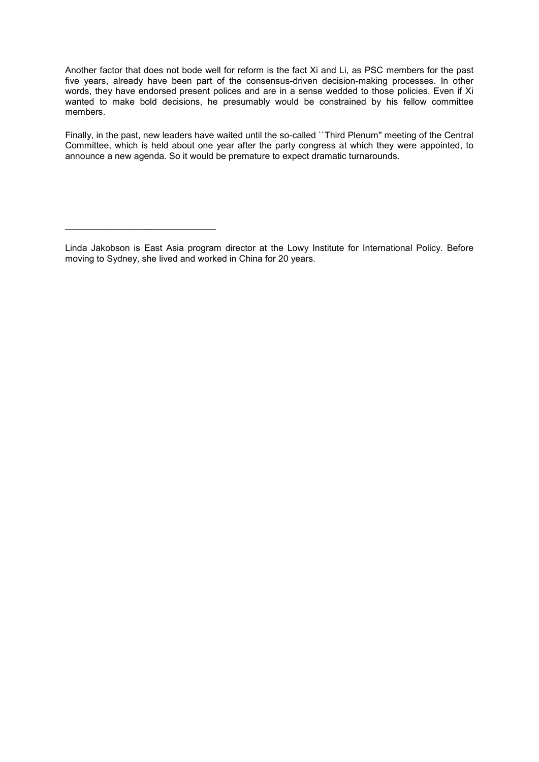Another factor that does not bode well for reform is the fact Xi and Li, as PSC members for the past five years, already have been part of the consensus-driven decision-making processes. In other words, they have endorsed present polices and are in a sense wedded to those policies. Even if Xi wanted to make bold decisions, he presumably would be constrained by his fellow committee members.

Finally, in the past, new leaders have waited until the so-called ``Third Plenum'' meeting of the Central Committee, which is held about one year after the party congress at which they were appointed, to announce a new agenda. So it would be premature to expect dramatic turnarounds.

______________________________

Linda Jakobson is East Asia program director at the Lowy Institute for International Policy. Before moving to Sydney, she lived and worked in China for 20 years.